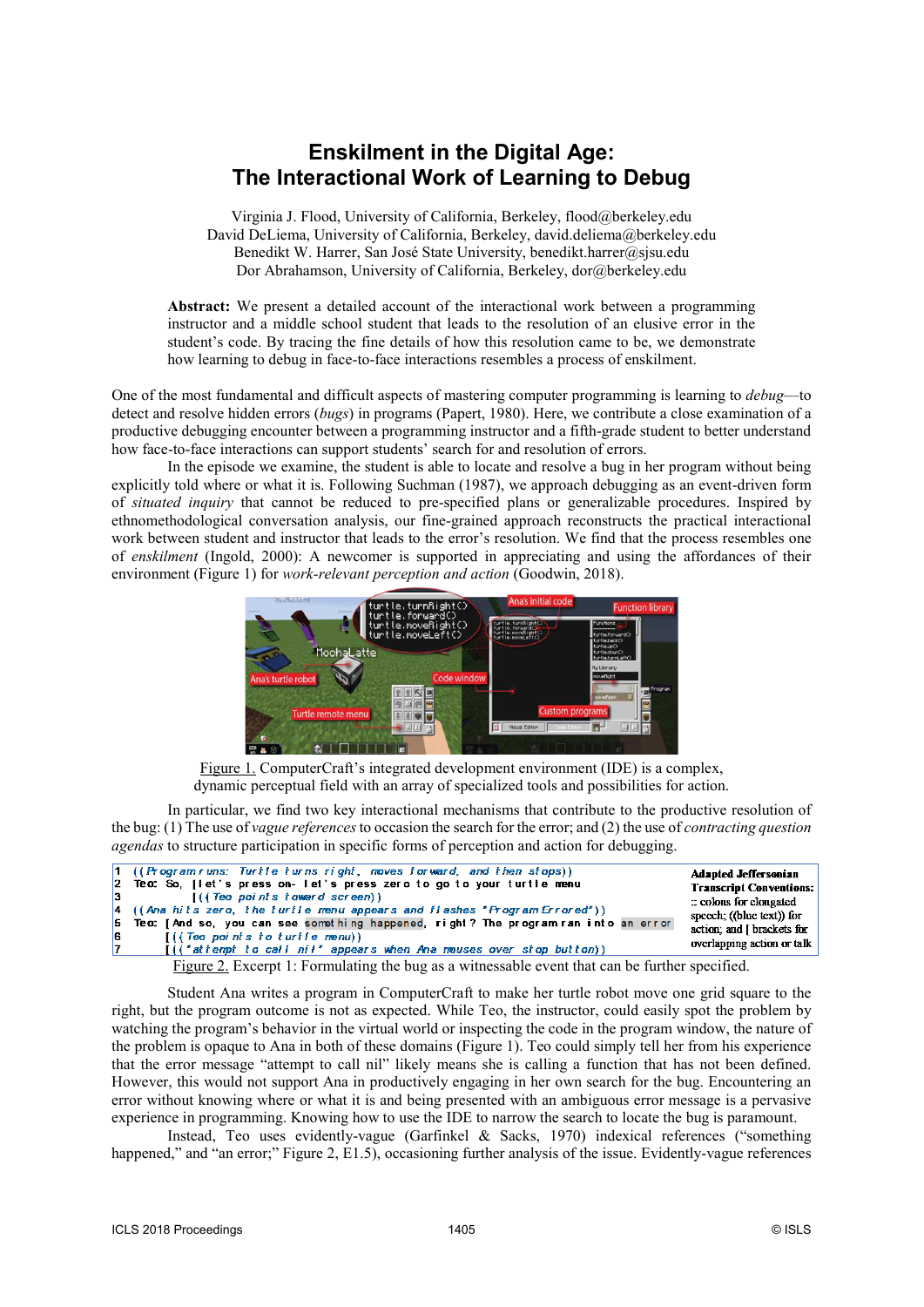# Enskilment in the Digital Age: The Interactional Work of Learning to Debug

Virginia J. Flood, University of California, Berkeley, flood@berkeley.edu
David DeLiema, University of California, Berkeley, david.deliema@berkeley.edu
Benedikt W. Harrer, San José State University, benedikt.harrer@sjsu.edu
Dor Abrahamson, University of California, Berkeley, dor@berkeley.edu

**Abstract:** We present a detailed account of the interactional work between a programming instructor and a middle school student that leads to the resolution of an elusive error in the student's code. By tracing the fine details of how this resolution came to be, we demonstrate how learning to debug in face-to-face interactions resembles a process of enskilment.

One of the most fundamental and difficult aspects of mastering computer programming is learning to *debug*—to detect and resolve hidden errors (*bugs*) in programs (Papert, 1980). Here, we contribute a close examination of a productive debugging encounter between a programming instructor and a fifth-grade student to better understand how face-to-face interactions can support students' search for and resolution of errors.

In the episode we examine, the student is able to locate and resolve a bug in her program without being explicitly told where or what it is. Following Suchman (1987), we approach debugging as an event-driven form of *situated inquiry* that cannot be reduced to pre-specified plans or generalizable procedures. Inspired by ethnomethodological conversation analysis, our fine-grained approach reconstructs the practical interactional work between student and instructor that leads to the error's resolution. We find that the process resembles one of *enskilment* (Ingold, 2000): A newcomer is supported in appreciating and using the affordances of their environment (Figure 1) for *work-relevant perception and action* (Goodwin, 2018).

Figure 1. ComputerCraft's integrated development environment (IDE) is a complex, dynamic perceptual field with an array of specialized tools and possibilities for action.

In particular, we find two key interactional mechanisms that contribute to the productive resolution of the bug: (1) The use of *vague references* to occasion the search for the error; and (2) the use of *contracting question agendas* to structure participation in specific forms of perception and action for debugging.

| | | |
|---|---|---|
| 1 | ((Program runs: Turtle turns right, moves forward, and then stops)) | **Adapted Jeffersonian Transcript Conventions:** :: colons for elongated speech; ((blue text)) for action; and \| brackets for overlapping action or talk |
| 2 | Teo: So, \|let's press on- let's press zero to go to your turtle menu | |
| 3 | \|((Teo points toward screen)) | |
| 4 | ((Ana hits zero, the turtle menu appears and flashes "Program Errored")) | |
| 5 | Teo: [And so, you can see something happened, right? The program ran into an error | |
| 6 | [((Teo points to turtle menu)) | |
| 7 | [(("attempt to call nil" appears when Ana mouses over stop button)) | |

Figure 2. Excerpt 1: Formulating the bug as a witnessable event that can be further specified.

Student Ana writes a program in ComputerCraft to make her turtle robot move one grid square to the right, but the program outcome is not as expected. While Teo, the instructor, could easily spot the problem by watching the program's behavior in the virtual world or inspecting the code in the program window, the nature of the problem is opaque to Ana in both of these domains (Figure 1). Teo could simply tell her from his experience that the error message "attempt to call nil" likely means she is calling a function that has not been defined. However, this would not support Ana in productively engaging in her own search for the bug. Encountering an error without knowing where or what it is and being presented with an ambiguous error message is a pervasive experience in programming. Knowing how to use the IDE to narrow the search to locate the bug is paramount.

Instead, Teo uses evidently-vague (Garfinkel & Sacks, 1970) indexical references ("something happened," and "an error;" Figure 2, E1.5), occasioning further analysis of the issue. Evidently-vague references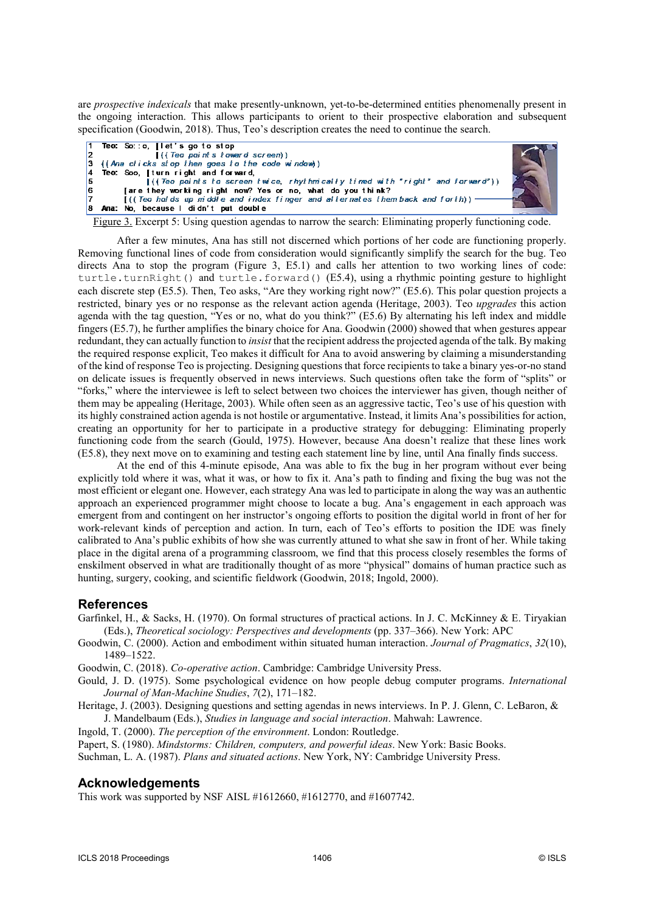are *prospective indexicals* that make presently-unknown, yet-to-be-determined entities phenomenally present in the ongoing interaction. This allows participants to orient to their prospective elaboration and subsequent specification (Goodwin, 2018). Thus, Teo's description creates the need to continue the search.

```
1  Teo: So::o, [let's go to stop
2              [((Teo points toward screen))
3  ((Ana clicks stop then goes to the code window))
4  Teo: Soo, [turn right and forward,
5            [((Teo points to screen twice, rhythmically timed with "right" and forward"))
6       [are they working right now? Yes or no, what do you think?
7       [((Teo holds up middle and index finger and alternates them back and forth))
8  Ana: No, because I didn't put double
```

Figure 3. Excerpt 5: Using question agendas to narrow the search: Eliminating properly functioning code.

After a few minutes, Ana has still not discerned which portions of her code are functioning properly. Removing functional lines of code from consideration would significantly simplify the search for the bug. Teo directs Ana to stop the program (Figure 3, E5.1) and calls her attention to two working lines of code: `turtle.turnRight()` and `turtle.forward()` (E5.4), using a rhythmic pointing gesture to highlight each discrete step (E5.5). Then, Teo asks, "Are they working right now?" (E5.6). This polar question projects a restricted, binary yes or no response as the relevant action agenda (Heritage, 2003). Teo *upgrades* this action agenda with the tag question, "Yes or no, what do you think?" (E5.6) By alternating his left index and middle fingers (E5.7), he further amplifies the binary choice for Ana. Goodwin (2000) showed that when gestures appear redundant, they can actually function to *insist* that the recipient address the projected agenda of the talk. By making the required response explicit, Teo makes it difficult for Ana to avoid answering by claiming a misunderstanding of the kind of response Teo is projecting. Designing questions that force recipients to take a binary yes-or-no stand on delicate issues is frequently observed in news interviews. Such questions often take the form of "splits" or "forks," where the interviewee is left to select between two choices the interviewer has given, though neither of them may be appealing (Heritage, 2003). While often seen as an aggressive tactic, Teo's use of his question with its highly constrained action agenda is not hostile or argumentative. Instead, it limits Ana's possibilities for action, creating an opportunity for her to participate in a productive strategy for debugging: Eliminating properly functioning code from the search (Gould, 1975). However, because Ana doesn't realize that these lines work (E5.8), they next move on to examining and testing each statement line by line, until Ana finally finds success.

At the end of this 4-minute episode, Ana was able to fix the bug in her program without ever being explicitly told where it was, what it was, or how to fix it. Ana's path to finding and fixing the bug was not the most efficient or elegant one. However, each strategy Ana was led to participate in along the way was an authentic approach an experienced programmer might choose to locate a bug. Ana's engagement in each approach was emergent from and contingent on her instructor's ongoing efforts to position the digital world in front of her for work-relevant kinds of perception and action. In turn, each of Teo's efforts to position the IDE was finely calibrated to Ana's public exhibits of how she was currently attuned to what she saw in front of her. While taking place in the digital arena of a programming classroom, we find that this process closely resembles the forms of enskilment observed in what are traditionally thought of as more "physical" domains of human practice such as hunting, surgery, cooking, and scientific fieldwork (Goodwin, 2018; Ingold, 2000).

## References

Garfinkel, H., & Sacks, H. (1970). On formal structures of practical actions. In J. C. McKinney & E. Tiryakian (Eds.), *Theoretical sociology: Perspectives and developments* (pp. 337–366). New York: APC

Goodwin, C. (2000). Action and embodiment within situated human interaction. *Journal of Pragmatics*, *32*(10), 1489–1522.

Goodwin, C. (2018). *Co-operative action*. Cambridge: Cambridge University Press.

Gould, J. D. (1975). Some psychological evidence on how people debug computer programs. *International Journal of Man-Machine Studies*, *7*(2), 171–182.

Heritage, J. (2003). Designing questions and setting agendas in news interviews. In P. J. Glenn, C. LeBaron, & J. Mandelbaum (Eds.), *Studies in language and social interaction*. Mahwah: Lawrence.

Ingold, T. (2000). *The perception of the environment*. London: Routledge.

Papert, S. (1980). *Mindstorms: Children, computers, and powerful ideas*. New York: Basic Books.

Suchman, L. A. (1987). *Plans and situated actions*. New York, NY: Cambridge University Press.

## Acknowledgements

This work was supported by NSF AISL #1612660, #1612770, and #1607742.